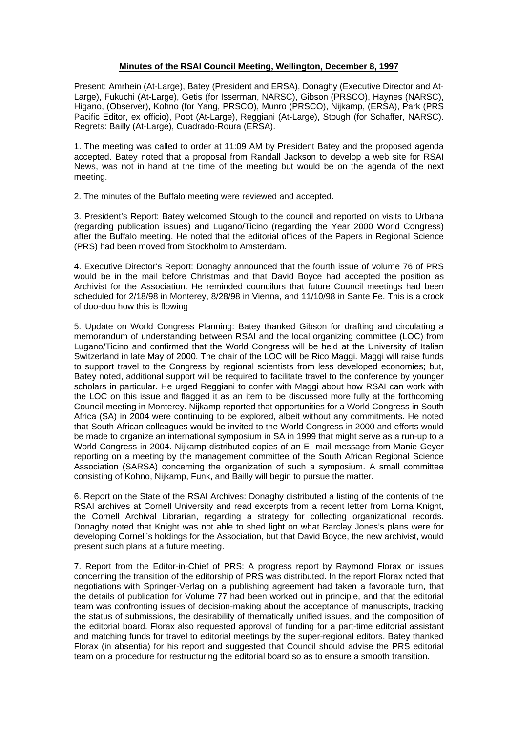**Minutes of the RSAI Council Meeting, Wellington, December 8, 1997**

Present: Amrhein (At-Large), Batey (President and ERSA), Donaghy (Executive Director and At-Large), Fukuchi (At-Large), Getis (for Isserman, NARSC), Gibson (PRSCO), Haynes (NARSC), Higano, (Observer), Kohno (for Yang, PRSCO), Munro (PRSCO), Nijkamp, (ERSA), Park (PRS Pacific Editor, ex officio), Poot (At-Large), Reggiani (At-Large), Stough (for Schaffer, NARSC). Regrets: Bailly (At-Large), Cuadrado-Roura (ERSA).

1. The meeting was called to order at 11:09 AM by President Batey and the proposed agenda accepted. Batey noted that a proposal from Randall Jackson to develop a web site for RSAI News, was not in hand at the time of the meeting but would be on the agenda of the next meeting.

2. The minutes of the Buffalo meeting were reviewed and accepted.

3. President's Report: Batey welcomed Stough to the council and reported on visits to Urbana (regarding publication issues) and Lugano/Ticino (regarding the Year 2000 World Congress) after the Buffalo meeting. He noted that the editorial offices of the Papers in Regional Science (PRS) had been moved from Stockholm to Amsterdam.

4. Executive Director's Report: Donaghy announced that the fourth issue of volume 76 of PRS would be in the mail before Christmas and that David Boyce had accepted the position as Archivist for the Association. He reminded councilors that future Council meetings had been scheduled for 2/18/98 in Monterey, 8/28/98 in Vienna, and 11/10/98 in Sante Fe. This is a crock of doo-doo how this is flowing

5. Update on World Congress Planning: Batey thanked Gibson for drafting and circulating a memorandum of understanding between RSAI and the local organizing committee (LOC) from Lugano/Ticino and confirmed that the World Congress will be held at the University of Italian Switzerland in late May of 2000. The chair of the LOC will be Rico Maggi. Maggi will raise funds to support travel to the Congress by regional scientists from less developed economies; but, Batey noted, additional support will be required to facilitate travel to the conference by younger scholars in particular. He urged Reggiani to confer with Maggi about how RSAI can work with the LOC on this issue and flagged it as an item to be discussed more fully at the forthcoming Council meeting in Monterey. Nijkamp reported that opportunities for a World Congress in South Africa (SA) in 2004 were continuing to be explored, albeit without any commitments. He noted that South African colleagues would be invited to the World Congress in 2000 and efforts would be made to organize an international symposium in SA in 1999 that might serve as a run-up to a World Congress in 2004. Nijkamp distributed copies of an E- mail message from Manie Geyer reporting on a meeting by the management committee of the South African Regional Science Association (SARSA) concerning the organization of such a symposium. A small committee consisting of Kohno, Nijkamp, Funk, and Bailly will begin to pursue the matter.

6. Report on the State of the RSAI Archives: Donaghy distributed a listing of the contents of the RSAI archives at Cornell University and read excerpts from a recent letter from Lorna Knight, the Cornell Archival Librarian, regarding a strategy for collecting organizational records. Donaghy noted that Knight was not able to shed light on what Barclay Jones's plans were for developing Cornell's holdings for the Association, but that David Boyce, the new archivist, would present such plans at a future meeting.

7. Report from the Editor-in-Chief of PRS: A progress report by Raymond Florax on issues concerning the transition of the editorship of PRS was distributed. In the report Florax noted that negotiations with Springer-Verlag on a publishing agreement had taken a favorable turn, that the details of publication for Volume 77 had been worked out in principle, and that the editorial team was confronting issues of decision-making about the acceptance of manuscripts, tracking the status of submissions, the desirability of thematically unified issues, and the composition of the editorial board. Florax also requested approval of funding for a part-time editorial assistant and matching funds for travel to editorial meetings by the super-regional editors. Batey thanked Florax (in absentia) for his report and suggested that Council should advise the PRS editorial team on a procedure for restructuring the editorial board so as to ensure a smooth transition.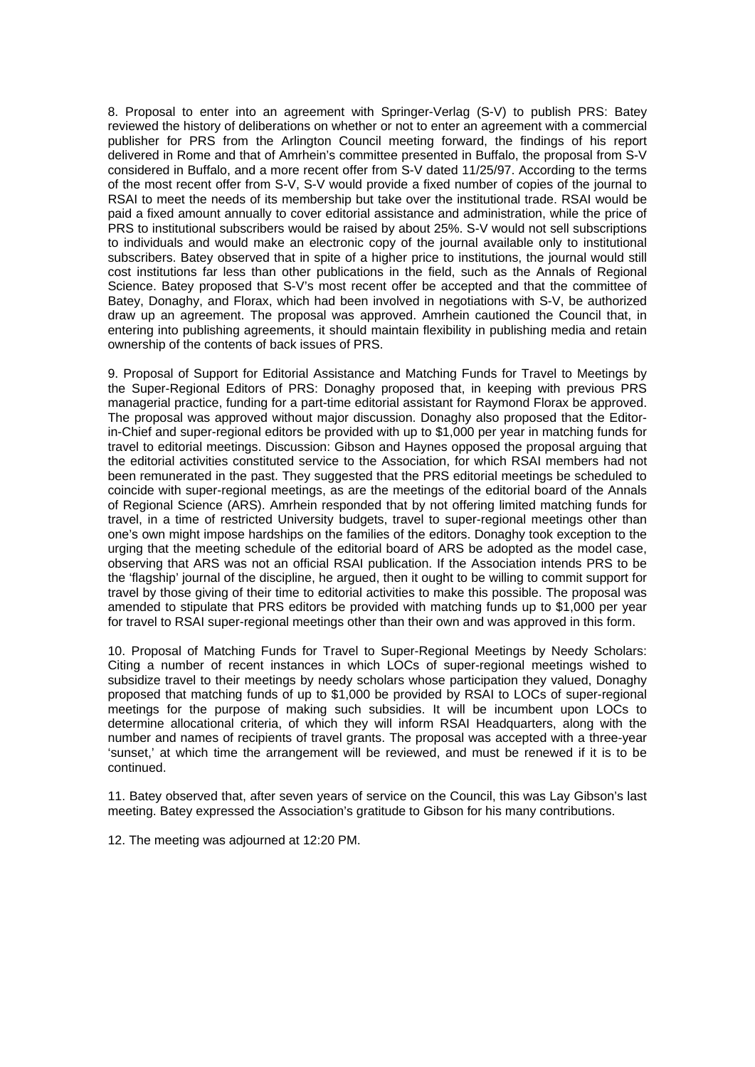8. Proposal to enter into an agreement with Springer-Verlag (S-V) to publish PRS: Batey reviewed the history of deliberations on whether or not to enter an agreement with a commercial publisher for PRS from the Arlington Council meeting forward, the findings of his report delivered in Rome and that of Amrhein's committee presented in Buffalo, the proposal from S-V considered in Buffalo, and a more recent offer from S-V dated 11/25/97. According to the terms of the most recent offer from S-V, S-V would provide a fixed number of copies of the journal to RSAI to meet the needs of its membership but take over the institutional trade. RSAI would be paid a fixed amount annually to cover editorial assistance and administration, while the price of PRS to institutional subscribers would be raised by about 25%. S-V would not sell subscriptions to individuals and would make an electronic copy of the journal available only to institutional subscribers. Batey observed that in spite of a higher price to institutions, the journal would still cost institutions far less than other publications in the field, such as the Annals of Regional Science. Batey proposed that S-V's most recent offer be accepted and that the committee of Batey, Donaghy, and Florax, which had been involved in negotiations with S-V, be authorized draw up an agreement. The proposal was approved. Amrhein cautioned the Council that, in entering into publishing agreements, it should maintain flexibility in publishing media and retain ownership of the contents of back issues of PRS.

9. Proposal of Support for Editorial Assistance and Matching Funds for Travel to Meetings by the Super-Regional Editors of PRS: Donaghy proposed that, in keeping with previous PRS managerial practice, funding for a part-time editorial assistant for Raymond Florax be approved. The proposal was approved without major discussion. Donaghy also proposed that the Editor-in-Chief and super-regional editors be provided with up to $1,000 per year in matching funds for travel to editorial meetings. Discussion: Gibson and Haynes opposed the proposal arguing that the editorial activities constituted service to the Association, for which RSAI members had not been remunerated in the past. They suggested that the PRS editorial meetings be scheduled to coincide with super-regional meetings, as are the meetings of the editorial board of the Annals of Regional Science (ARS). Amrhein responded that by not offering limited matching funds for travel, in a time of restricted University budgets, travel to super-regional meetings other than one's own might impose hardships on the families of the editors. Donaghy took exception to the urging that the meeting schedule of the editorial board of ARS be adopted as the model case, observing that ARS was not an official RSAI publication. If the Association intends PRS to be the 'flagship' journal of the discipline, he argued, then it ought to be willing to commit support for travel by those giving of their time to editorial activities to make this possible. The proposal was amended to stipulate that PRS editors be provided with matching funds up to $1,000 per year for travel to RSAI super-regional meetings other than their own and was approved in this form.

10. Proposal of Matching Funds for Travel to Super-Regional Meetings by Needy Scholars: Citing a number of recent instances in which LOCs of super-regional meetings wished to subsidize travel to their meetings by needy scholars whose participation they valued, Donaghy proposed that matching funds of up to $1,000 be provided by RSAI to LOCs of super-regional meetings for the purpose of making such subsidies. It will be incumbent upon LOCs to determine allocational criteria, of which they will inform RSAI Headquarters, along with the number and names of recipients of travel grants. The proposal was accepted with a three-year 'sunset,' at which time the arrangement will be reviewed, and must be renewed if it is to be continued.

11. Batey observed that, after seven years of service on the Council, this was Lay Gibson's last meeting. Batey expressed the Association's gratitude to Gibson for his many contributions.

12. The meeting was adjourned at 12:20 PM.